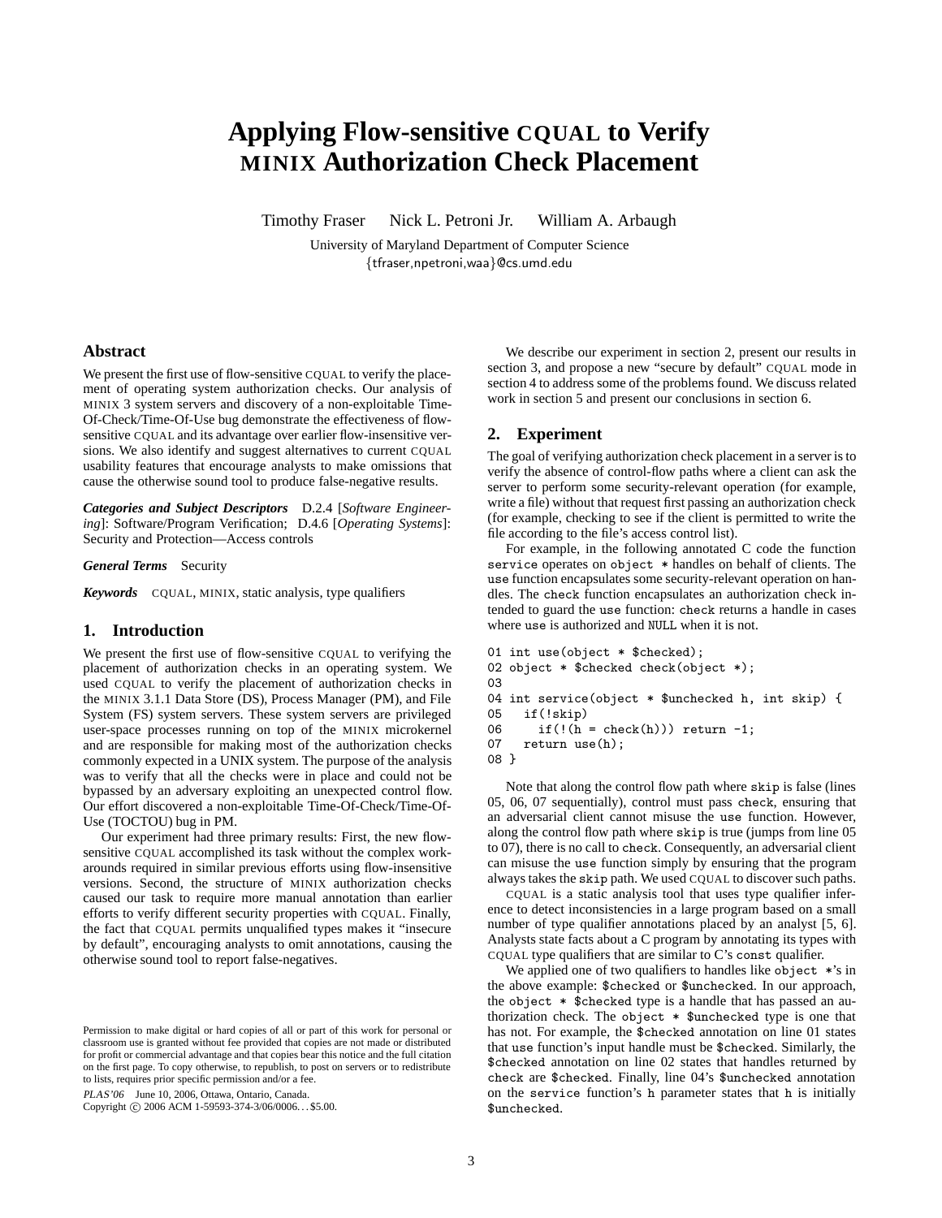# Applying Flow-sensitive CQUAL to Verify MINIX Authorization Check Placement

Timothy Fraser    Nick L. Petroni Jr.    William A. Arbaugh

University of Maryland Department of Computer Science
{tfraser,npetroni,waa}@cs.umd.edu

## Abstract

We present the first use of flow-sensitive CQUAL to verify the placement of operating system authorization checks. Our analysis of MINIX 3 system servers and discovery of a non-exploitable Time-Of-Check/Time-Of-Use bug demonstrate the effectiveness of flow-sensitive CQUAL and its advantage over earlier flow-insensitive versions. We also identify and suggest alternatives to current CQUAL usability features that encourage analysts to make omissions that cause the otherwise sound tool to produce false-negative results.

***Categories and Subject Descriptors*** D.2.4 [*Software Engineering*]: Software/Program Verification; D.4.6 [*Operating Systems*]: Security and Protection—Access controls

***General Terms*** Security

***Keywords*** CQUAL, MINIX, static analysis, type qualifiers

## 1. Introduction

We present the first use of flow-sensitive CQUAL to verifying the placement of authorization checks in an operating system. We used CQUAL to verify the placement of authorization checks in the MINIX 3.1.1 Data Store (DS), Process Manager (PM), and File System (FS) system servers. These system servers are privileged user-space processes running on top of the MINIX microkernel and are responsible for making most of the authorization checks commonly expected in a UNIX system. The purpose of the analysis was to verify that all the checks were in place and could not be bypassed by an adversary exploiting an unexpected control flow. Our effort discovered a non-exploitable Time-Of-Check/Time-Of-Use (TOCTOU) bug in PM.

Our experiment had three primary results: First, the new flow-sensitive CQUAL accomplished its task without the complex workarounds required in similar previous efforts using flow-insensitive versions. Second, the structure of MINIX authorization checks caused our task to require more manual annotation than earlier efforts to verify different security properties with CQUAL. Finally, the fact that CQUAL permits unqualified types makes it "insecure by default", encouraging analysts to omit annotations, causing the otherwise sound tool to report false-negatives.

Permission to make digital or hard copies of all or part of this work for personal or classroom use is granted without fee provided that copies are not made or distributed for profit or commercial advantage and that copies bear this notice and the full citation on the first page. To copy otherwise, to republish, to post on servers or to redistribute to lists, requires prior specific permission and/or a fee.

*PLAS'06* June 10, 2006, Ottawa, Ontario, Canada.
Copyright © 2006 ACM 1-59593-374-3/06/0006. . . $5.00.

We describe our experiment in section 2, present our results in section 3, and propose a new "secure by default" CQUAL mode in section 4 to address some of the problems found. We discuss related work in section 5 and present our conclusions in section 6.

## 2. Experiment

The goal of verifying authorization check placement in a server is to verify the absence of control-flow paths where a client can ask the server to perform some security-relevant operation (for example, write a file) without that request first passing an authorization check (for example, checking to see if the client is permitted to write the file according to the file's access control list).

For example, in the following annotated C code the function `service` operates on `object *` handles on behalf of clients. The `use` function encapsulates some security-relevant operation on handles. The `check` function encapsulates an authorization check intended to guard the `use` function: `check` returns a handle in cases where `use` is authorized and `NULL` when it is not.

```
01 int use(object * $checked);
02 object * $checked check(object *);
03
04 int service(object * $unchecked h, int skip) {
05   if(!skip)
06     if(!(h = check(h))) return -1;
07   return use(h);
08 }
```

Note that along the control flow path where `skip` is false (lines 05, 06, 07 sequentially), control must pass `check`, ensuring that an adversarial client cannot misuse the `use` function. However, along the control flow path where `skip` is true (jumps from line 05 to 07), there is no call to `check`. Consequently, an adversarial client can misuse the `use` function simply by ensuring that the program always takes the `skip` path. We used CQUAL to discover such paths.

CQUAL is a static analysis tool that uses type qualifier inference to detect inconsistencies in a large program based on a small number of type qualifier annotations placed by an analyst [5, 6]. Analysts state facts about a C program by annotating its types with CQUAL type qualifiers that are similar to C's `const` qualifier.

We applied one of two qualifiers to handles like `object *`'s in the above example: `$checked` or `$unchecked`. In our approach, the `object * $checked` type is a handle that has passed an authorization check. The `object * $unchecked` type is one that has not. For example, the `$checked` annotation on line 01 states that `use` function's input handle must be `$checked`. Similarly, the `$checked` annotation on line 02 states that handles returned by `check` are `$checked`. Finally, line 04's `$unchecked` annotation on the `service` function's `h` parameter states that `h` is initially `$unchecked`.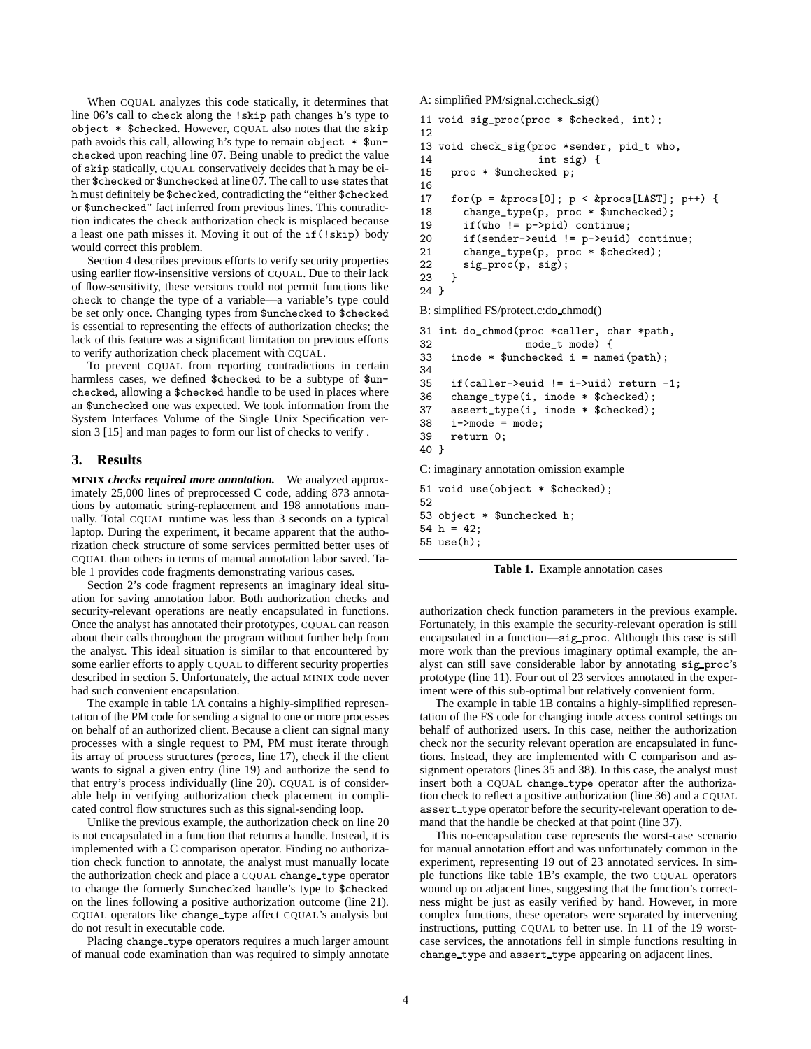When CQUAL analyzes this code statically, it determines that line 06's call to `check` along the `!skip` path changes `h`'s type to `object * $checked`. However, CQUAL also notes that the `skip` path avoids this call, allowing `h`'s type to remain `object * $unchecked` upon reaching line 07. Being unable to predict the value of `skip` statically, CQUAL conservatively decides that `h` may be either `$checked` or `$unchecked` at line 07. The call to `use` states that `h` must definitely be `$checked`, contradicting the "either `$checked` or `$unchecked`" fact inferred from previous lines. This contradiction indicates the `check` authorization check is misplaced because a least one path misses it. Moving it out of the `if(!skip)` body would correct this problem.

Section 4 describes previous efforts to verify security properties using earlier flow-insensitive versions of CQUAL. Due to their lack of flow-sensitivity, these versions could not permit functions like `check` to change the type of a variable—a variable's type could be set only once. Changing types from `$unchecked` to `$checked` is essential to representing the effects of authorization checks; the lack of this feature was a significant limitation on previous efforts to verify authorization check placement with CQUAL.

To prevent CQUAL from reporting contradictions in certain harmless cases, we defined `$checked` to be a subtype of `$unchecked`, allowing a `$checked` handle to be used in places where an `$unchecked` one was expected. We took information from the System Interfaces Volume of the Single Unix Specification version 3 [15] and man pages to form our list of checks to verify .

## 3. Results

***MINIX checks required more annotation.*** We analyzed approximately 25,000 lines of preprocessed C code, adding 873 annotations by automatic string-replacement and 198 annotations manually. Total CQUAL runtime was less than 3 seconds on a typical laptop. During the experiment, it became apparent that the authorization check structure of some services permitted better uses of CQUAL than others in terms of manual annotation labor saved. Table 1 provides code fragments demonstrating various cases.

Section 2's code fragment represents an imaginary ideal situation for saving annotation labor. Both authorization checks and security-relevant operations are neatly encapsulated in functions. Once the analyst has annotated their prototypes, CQUAL can reason about their calls throughout the program without further help from the analyst. This ideal situation is similar to that encountered by some earlier efforts to apply CQUAL to different security properties described in section 5. Unfortunately, the actual MINIX code never had such convenient encapsulation.

The example in table 1A contains a highly-simplified representation of the PM code for sending a signal to one or more processes on behalf of an authorized client. Because a client can signal many processes with a single request to PM, PM must iterate through its array of process structures (`procs`, line 17), check if the client wants to signal a given entry (line 19) and authorize the send to that entry's process individually (line 20). CQUAL is of considerable help in verifying authorization check placement in complicated control flow structures such as this signal-sending loop.

Unlike the previous example, the authorization check on line 20 is not encapsulated in a function that returns a handle. Instead, it is implemented with a C comparison operator. Finding no authorization check function to annotate, the analyst must manually locate the authorization check and place a CQUAL `change_type` operator to change the formerly `$unchecked` handle's type to `$checked` on the lines following a positive authorization outcome (line 21). CQUAL operators like `change_type` affect CQUAL's analysis but do not result in executable code.

Placing `change_type` operators requires a much larger amount of manual code examination than was required to simply annotate authorization check function parameters in the previous example. Fortunately, in this example the security-relevant operation is still encapsulated in a function—`sig_proc`. Although this case is still more work than the previous imaginary optimal example, the analyst can still save considerable labor by annotating `sig_proc`'s prototype (line 11). Four out of 23 services annotated in the experiment were of this sub-optimal but relatively convenient form.

The example in table 1B contains a highly-simplified representation of the FS code for changing inode access control settings on behalf of authorized users. In this case, neither the authorization check nor the security relevant operation are encapsulated in functions. Instead, they are implemented with C comparison and assignment operators (lines 35 and 38). In this case, the analyst must insert both a CQUAL `change_type` operator after the authorization check to reflect a positive authorization (line 36) and a CQUAL `assert_type` operator before the security-relevant operation to demand that the handle be checked at that point (line 37).

This no-encapsulation case represents the worst-case scenario for manual annotation effort and was unfortunately common in the experiment, representing 19 out of 23 annotated services. In simple functions like table 1B's example, the two CQUAL operators wound up on adjacent lines, suggesting that the function's correctness might be just as easily verified by hand. However, in more complex functions, these operators were separated by intervening instructions, putting CQUAL to better use. In 11 of the 19 worst-case services, the annotations fell in simple functions resulting in `change_type` and `assert_type` appearing on adjacent lines.

A: simplified PM/signal.c:check_sig()

```
11 void sig_proc(proc * $checked, int);
12
13 void check_sig(proc *sender, pid_t who,
14                int sig) {
15   proc * $unchecked p;
16
17   for(p = &procs[0]; p < &procs[LAST]; p++) {
18     change_type(p, proc * $unchecked);
19     if(who != p->pid) continue;
20     if(sender->euid != p->euid) continue;
21     change_type(p, proc * $checked);
22     sig_proc(p, sig);
23   }
24 }
```

B: simplified FS/protect.c:do_chmod()

```
31 int do_chmod(proc *caller, char *path,
32              mode_t mode) {
33   inode * $unchecked i = namei(path);
34
35   if(caller->euid != i->uid) return -1;
36   change_type(i, inode * $checked);
37   assert_type(i, inode * $checked);
38   i->mode = mode;
39   return 0;
40 }
```

C: imaginary annotation omission example

```
51 void use(object * $checked);
52
53 object * $unchecked h;
54 h = 42;
55 use(h);
```

**Table 1.** Example annotation cases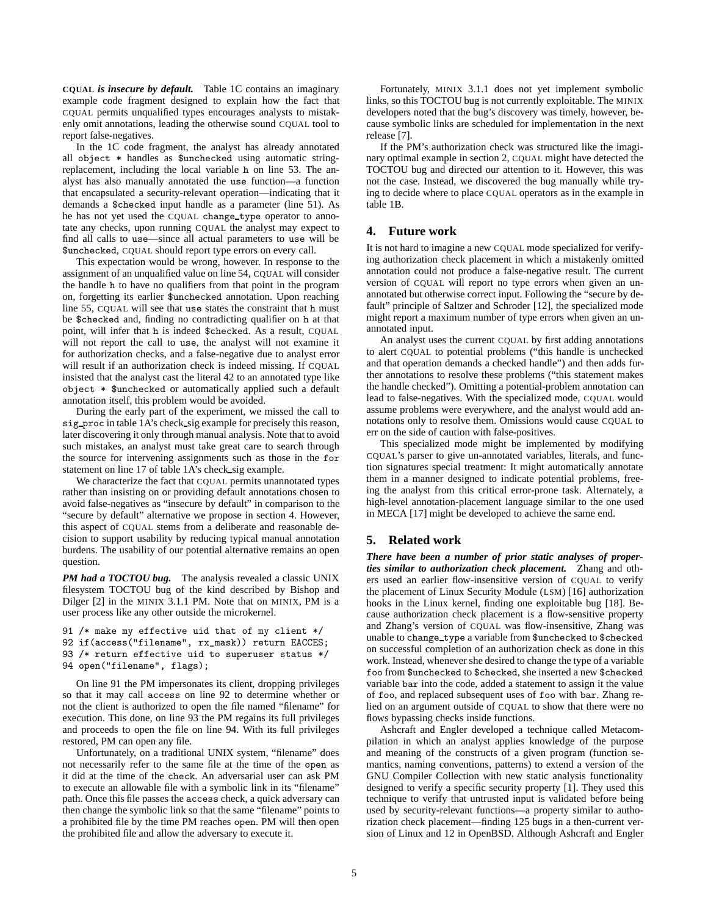**CQUAL *is insecure by default.*** Table 1C contains an imaginary example code fragment designed to explain how the fact that CQUAL permits unqualified types encourages analysts to mistakenly omit annotations, leading the otherwise sound CQUAL tool to report false-negatives.

In the 1C code fragment, the analyst has already annotated all `object *` handles as `$unchecked` using automatic string-replacement, including the local variable `h` on line 53. The analyst has also manually annotated the `use` function—a function that encapsulated a security-relevant operation—indicating that it demands a `$checked` input handle as a parameter (line 51). As he has not yet used the CQUAL `change_type` operator to annotate any checks, upon running CQUAL the analyst may expect to find all calls to `use`—since all actual parameters to `use` will be `$unchecked`, CQUAL should report type errors on every call.

This expectation would be wrong, however. In response to the assignment of an unqualified value on line 54, CQUAL will consider the handle `h` to have no qualifiers from that point in the program on, forgetting its earlier `$unchecked` annotation. Upon reaching line 55, CQUAL will see that `use` states the constraint that `h` must be `$checked` and, finding no contradicting qualifier on `h` at that point, will infer that `h` is indeed `$checked`. As a result, CQUAL will not report the call to `use`, the analyst will not examine it for authorization checks, and a false-negative due to analyst error will result if an authorization check is indeed missing. If CQUAL insisted that the analyst cast the literal 42 to an annotated type like `object * $unchecked` or automatically applied such a default annotation itself, this problem would be avoided.

During the early part of the experiment, we missed the call to `sig_proc` in table 1A's check_sig example for precisely this reason, later discovering it only through manual analysis. Note that to avoid such mistakes, an analyst must take great care to search through the source for intervening assignments such as those in the `for` statement on line 17 of table 1A's check_sig example.

We characterize the fact that CQUAL permits unannotated types rather than insisting on or providing default annotations chosen to avoid false-negatives as "insecure by default" in comparison to the "secure by default" alternative we propose in section 4. However, this aspect of CQUAL stems from a deliberate and reasonable decision to support usability by reducing typical manual annotation burdens. The usability of our potential alternative remains an open question.

***PM had a TOCTOU bug.*** The analysis revealed a classic UNIX filesystem TOCTOU bug of the kind described by Bishop and Dilger [2] in the MINIX 3.1.1 PM. Note that on MINIX, PM is a user process like any other outside the microkernel.

```
91 /* make my effective uid that of my client */
92 if(access("filename", rx_mask)) return EACCES;
93 /* return effective uid to superuser status */
94 open("filename", flags);
```

On line 91 the PM impersonates its client, dropping privileges so that it may call `access` on line 92 to determine whether or not the client is authorized to open the file named "filename" for execution. This done, on line 93 the PM regains its full privileges and proceeds to open the file on line 94. With its full privileges restored, PM can open any file.

Unfortunately, on a traditional UNIX system, "filename" does not necessarily refer to the same file at the time of the `open` as it did at the time of the `check`. An adversarial user can ask PM to execute an allowable file with a symbolic link in its "filename" path. Once this file passes the `access` check, a quick adversary can then change the symbolic link so that the same "filename" points to a prohibited file by the time PM reaches `open`. PM will then open the prohibited file and allow the adversary to execute it.

Fortunately, MINIX 3.1.1 does not yet implement symbolic links, so this TOCTOU bug is not currently exploitable. The MINIX developers noted that the bug's discovery was timely, however, because symbolic links are scheduled for implementation in the next release [7].

If the PM's authorization check was structured like the imaginary optimal example in section 2, CQUAL might have detected the TOCTOU bug and directed our attention to it. However, this was not the case. Instead, we discovered the bug manually while trying to decide where to place CQUAL operators as in the example in table 1B.

## 4. Future work

It is not hard to imagine a new CQUAL mode specialized for verifying authorization check placement in which a mistakenly omitted annotation could not produce a false-negative result. The current version of CQUAL will report no type errors when given an unannotated but otherwise correct input. Following the "secure by default" principle of Saltzer and Schroder [12], the specialized mode might report a maximum number of type errors when given an unannotated input.

An analyst uses the current CQUAL by first adding annotations to alert CQUAL to potential problems ("this handle is unchecked and that operation demands a checked handle") and then adds further annotations to resolve these problems ("this statement makes the handle checked"). Omitting a potential-problem annotation can lead to false-negatives. With the specialized mode, CQUAL would assume problems were everywhere, and the analyst would add annotations only to resolve them. Omissions would cause CQUAL to err on the side of caution with false-positives.

This specialized mode might be implemented by modifying CQUAL's parser to give un-annotated variables, literals, and function signatures special treatment: It might automatically annotate them in a manner designed to indicate potential problems, freeing the analyst from this critical error-prone task. Alternately, a high-level annotation-placement language similar to the one used in MECA [17] might be developed to achieve the same end.

## 5. Related work

***There have been a number of prior static analyses of properties similar to authorization check placement.*** Zhang and others used an earlier flow-insensitive version of CQUAL to verify the placement of Linux Security Module (LSM) [16] authorization hooks in the Linux kernel, finding one exploitable bug [18]. Because authorization check placement is a flow-sensitive property and Zhang's version of CQUAL was flow-insensitive, Zhang was unable to `change_type` a variable from `$unchecked` to `$checked` on successful completion of an authorization check as done in this work. Instead, whenever she desired to change the type of a variable `foo` from `$unchecked` to `$checked`, she inserted a new `$checked` variable `bar` into the code, added a statement to assign it the value of `foo`, and replaced subsequent uses of `foo` with `bar`. Zhang relied on an argument outside of CQUAL to show that there were no flows bypassing checks inside functions.

Ashcraft and Engler developed a technique called Metacompilation in which an analyst applies knowledge of the purpose and meaning of the constructs of a given program (function semantics, naming conventions, patterns) to extend a version of the GNU Compiler Collection with new static analysis functionality designed to verify a specific security property [1]. They used this technique to verify that untrusted input is validated before being used by security-relevant functions—a property similar to authorization check placement—finding 125 bugs in a then-current version of Linux and 12 in OpenBSD. Although Ashcraft and Engler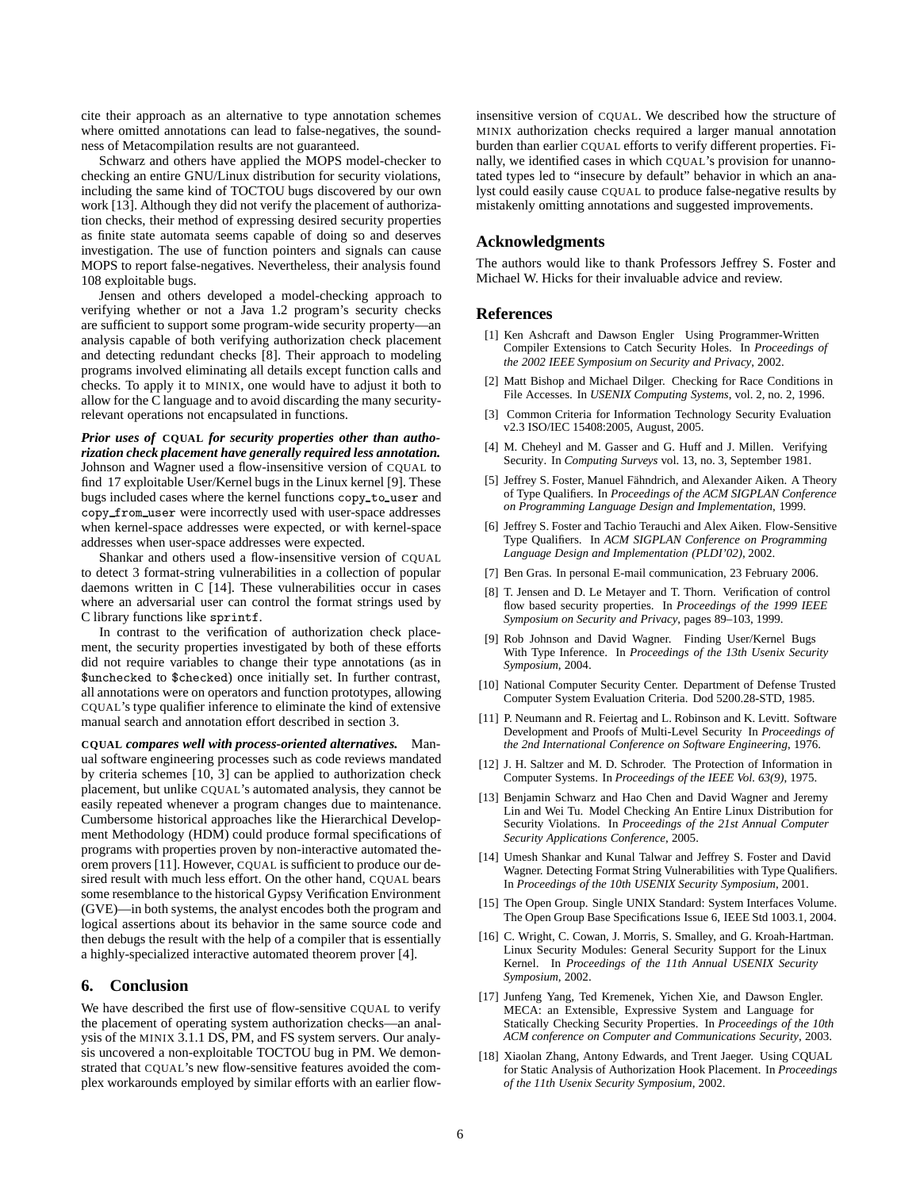cite their approach as an alternative to type annotation schemes where omitted annotations can lead to false-negatives, the soundness of Metacompilation results are not guaranteed.

Schwarz and others have applied the MOPS model-checker to checking an entire GNU/Linux distribution for security violations, including the same kind of TOCTOU bugs discovered by our own work [13]. Although they did not verify the placement of authorization checks, their method of expressing desired security properties as finite state automata seems capable of doing so and deserves investigation. The use of function pointers and signals can cause MOPS to report false-negatives. Nevertheless, their analysis found 108 exploitable bugs.

Jensen and others developed a model-checking approach to verifying whether or not a Java 1.2 program's security checks are sufficient to support some program-wide security property—an analysis capable of both verifying authorization check placement and detecting redundant checks [8]. Their approach to modeling programs involved eliminating all details except function calls and checks. To apply it to MINIX, one would have to adjust it both to allow for the C language and to avoid discarding the many security-relevant operations not encapsulated in functions.

***Prior uses of* CQUAL *for security properties other than authorization check placement have generally required less annotation.*** Johnson and Wagner used a flow-insensitive version of CQUAL to find 17 exploitable User/Kernel bugs in the Linux kernel [9]. These bugs included cases where the kernel functions `copy_to_user` and `copy_from_user` were incorrectly used with user-space addresses when kernel-space addresses were expected, or with kernel-space addresses when user-space addresses were expected.

Shankar and others used a flow-insensitive version of CQUAL to detect 3 format-string vulnerabilities in a collection of popular daemons written in C [14]. These vulnerabilities occur in cases where an adversarial user can control the format strings used by C library functions like `sprintf`.

In contrast to the verification of authorization check placement, the security properties investigated by both of these efforts did not require variables to change their type annotations (as in `$unchecked` to `$checked`) once initially set. In further contrast, all annotations were on operators and function prototypes, allowing CQUAL's type qualifier inference to eliminate the kind of extensive manual search and annotation effort described in section 3.

***CQUAL compares well with process-oriented alternatives.*** Manual software engineering processes such as code reviews mandated by criteria schemes [10, 3] can be applied to authorization check placement, but unlike CQUAL's automated analysis, they cannot be easily repeated whenever a program changes due to maintenance. Cumbersome historical approaches like the Hierarchical Development Methodology (HDM) could produce formal specifications of programs with properties proven by non-interactive automated theorem provers [11]. However, CQUAL is sufficient to produce our desired result with much less effort. On the other hand, CQUAL bears some resemblance to the historical Gypsy Verification Environment (GVE)—in both systems, the analyst encodes both the program and logical assertions about its behavior in the same source code and then debugs the result with the help of a compiler that is essentially a highly-specialized interactive automated theorem prover [4].

## 6. Conclusion

We have described the first use of flow-sensitive CQUAL to verify the placement of operating system authorization checks—an analysis of the MINIX 3.1.1 DS, PM, and FS system servers. Our analysis uncovered a non-exploitable TOCTOU bug in PM. We demonstrated that CQUAL's new flow-sensitive features avoided the complex workarounds employed by similar efforts with an earlier flow-insensitive version of CQUAL. We described how the structure of MINIX authorization checks required a larger manual annotation burden than earlier CQUAL efforts to verify different properties. Finally, we identified cases in which CQUAL's provision for unannotated types led to "insecure by default" behavior in which an analyst could easily cause CQUAL to produce false-negative results by mistakenly omitting annotations and suggested improvements.

## Acknowledgments

The authors would like to thank Professors Jeffrey S. Foster and Michael W. Hicks for their invaluable advice and review.

## References

[1] Ken Ashcraft and Dawson Engler Using Programmer-Written Compiler Extensions to Catch Security Holes. In *Proceedings of the 2002 IEEE Symposium on Security and Privacy*, 2002.

[2] Matt Bishop and Michael Dilger. Checking for Race Conditions in File Accesses. In *USENIX Computing Systems*, vol. 2, no. 2, 1996.

[3] Common Criteria for Information Technology Security Evaluation v2.3 ISO/IEC 15408:2005, August, 2005.

[4] M. Cheheyl and M. Gasser and G. Huff and J. Millen. Verifying Security. In *Computing Surveys* vol. 13, no. 3, September 1981.

[5] Jeffrey S. Foster, Manuel Fähndrich, and Alexander Aiken. A Theory of Type Qualifiers. In *Proceedings of the ACM SIGPLAN Conference on Programming Language Design and Implementation*, 1999.

[6] Jeffrey S. Foster and Tachio Terauchi and Alex Aiken. Flow-Sensitive Type Qualifiers. In *ACM SIGPLAN Conference on Programming Language Design and Implementation (PLDI'02)*, 2002.

[7] Ben Gras. In personal E-mail communication, 23 February 2006.

[8] T. Jensen and D. Le Metayer and T. Thorn. Verification of control flow based security properties. In *Proceedings of the 1999 IEEE Symposium on Security and Privacy*, pages 89–103, 1999.

[9] Rob Johnson and David Wagner. Finding User/Kernel Bugs With Type Inference. In *Proceedings of the 13th Usenix Security Symposium*, 2004.

[10] National Computer Security Center. Department of Defense Trusted Computer System Evaluation Criteria. Dod 5200.28-STD, 1985.

[11] P. Neumann and R. Feiertag and L. Robinson and K. Levitt. Software Development and Proofs of Multi-Level Security In *Proceedings of the 2nd International Conference on Software Engineering*, 1976.

[12] J. H. Saltzer and M. D. Schroder. The Protection of Information in Computer Systems. In *Proceedings of the IEEE Vol. 63(9)*, 1975.

[13] Benjamin Schwarz and Hao Chen and David Wagner and Jeremy Lin and Wei Tu. Model Checking An Entire Linux Distribution for Security Violations. In *Proceedings of the 21st Annual Computer Security Applications Conference*, 2005.

[14] Umesh Shankar and Kunal Talwar and Jeffrey S. Foster and David Wagner. Detecting Format String Vulnerabilities with Type Qualifiers. In *Proceedings of the 10th USENIX Security Symposium*, 2001.

[15] The Open Group. Single UNIX Standard: System Interfaces Volume. The Open Group Base Specifications Issue 6, IEEE Std 1003.1, 2004.

[16] C. Wright, C. Cowan, J. Morris, S. Smalley, and G. Kroah-Hartman. Linux Security Modules: General Security Support for the Linux Kernel. In *Proceedings of the 11th Annual USENIX Security Symposium*, 2002.

[17] Junfeng Yang, Ted Kremenek, Yichen Xie, and Dawson Engler. MECA: an Extensible, Expressive System and Language for Statically Checking Security Properties. In *Proceedings of the 10th ACM conference on Computer and Communications Security*, 2003.

[18] Xiaolan Zhang, Antony Edwards, and Trent Jaeger. Using CQUAL for Static Analysis of Authorization Hook Placement. In *Proceedings of the 11th Usenix Security Symposium*, 2002.